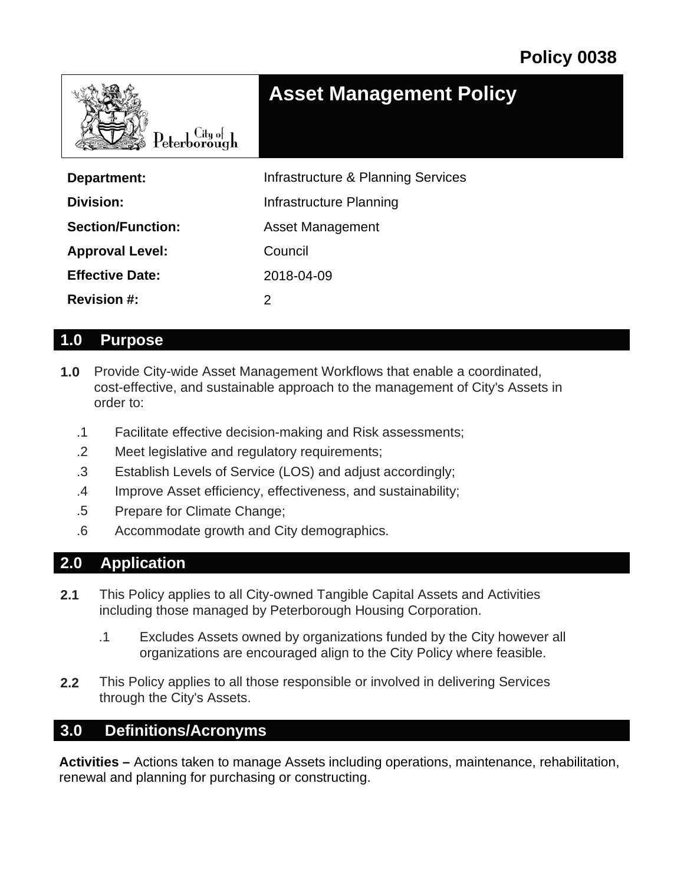# Policy 0038

## Asset Management Policy

City of Peterborough

| | |
|---|---|
| **Department:** | Infrastructure & Planning Services |
| **Division:** | Infrastructure Planning |
| **Section/Function:** | Asset Management |
| **Approval Level:** | Council |
| **Effective Date:** | 2018-04-09 |
| **Revision #:** | 2 |

## 1.0 Purpose

**1.0** Provide City-wide Asset Management Workflows that enable a coordinated, cost-effective, and sustainable approach to the management of City's Assets in order to:

- .1 Facilitate effective decision-making and Risk assessments;
- .2 Meet legislative and regulatory requirements;
- .3 Establish Levels of Service (LOS) and adjust accordingly;
- .4 Improve Asset efficiency, effectiveness, and sustainability;
- .5 Prepare for Climate Change;
- .6 Accommodate growth and City demographics.

## 2.0 Application

**2.1** This Policy applies to all City-owned Tangible Capital Assets and Activities including those managed by Peterborough Housing Corporation.

- .1 Excludes Assets owned by organizations funded by the City however all organizations are encouraged align to the City Policy where feasible.

**2.2** This Policy applies to all those responsible or involved in delivering Services through the City's Assets.

## 3.0 Definitions/Acronyms

**Activities –** Actions taken to manage Assets including operations, maintenance, rehabilitation, renewal and planning for purchasing or constructing.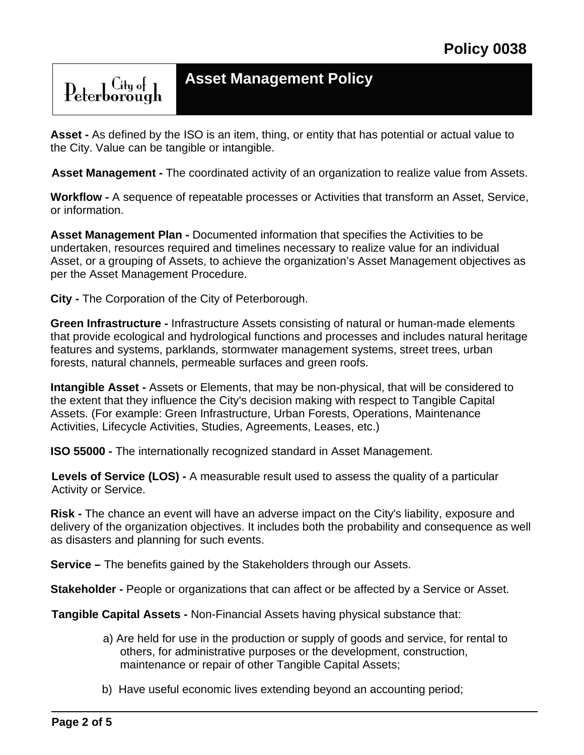**Asset -** As defined by the ISO is an item, thing, or entity that has potential or actual value to the City. Value can be tangible or intangible.

**Asset Management -** The coordinated activity of an organization to realize value from Assets.

**Workflow -** A sequence of repeatable processes or Activities that transform an Asset, Service, or information.

**Asset Management Plan -** Documented information that specifies the Activities to be undertaken, resources required and timelines necessary to realize value for an individual Asset, or a grouping of Assets, to achieve the organization's Asset Management objectives as per the Asset Management Procedure.

**City -** The Corporation of the City of Peterborough.

**Green Infrastructure -** Infrastructure Assets consisting of natural or human-made elements that provide ecological and hydrological functions and processes and includes natural heritage features and systems, parklands, stormwater management systems, street trees, urban forests, natural channels, permeable surfaces and green roofs.

**Intangible Asset -** Assets or Elements, that may be non-physical, that will be considered to the extent that they influence the City's decision making with respect to Tangible Capital Assets. (For example: Green Infrastructure, Urban Forests, Operations, Maintenance Activities, Lifecycle Activities, Studies, Agreements, Leases, etc.)

**ISO 55000 -** The internationally recognized standard in Asset Management.

**Levels of Service (LOS) -** A measurable result used to assess the quality of a particular Activity or Service.

**Risk -** The chance an event will have an adverse impact on the City's liability, exposure and delivery of the organization objectives. It includes both the probability and consequence as well as disasters and planning for such events.

**Service –** The benefits gained by the Stakeholders through our Assets.

**Stakeholder -** People or organizations that can affect or be affected by a Service or Asset.

**Tangible Capital Assets -** Non-Financial Assets having physical substance that:

a) Are held for use in the production or supply of goods and service, for rental to others, for administrative purposes or the development, construction, maintenance or repair of other Tangible Capital Assets;

b) Have useful economic lives extending beyond an accounting period;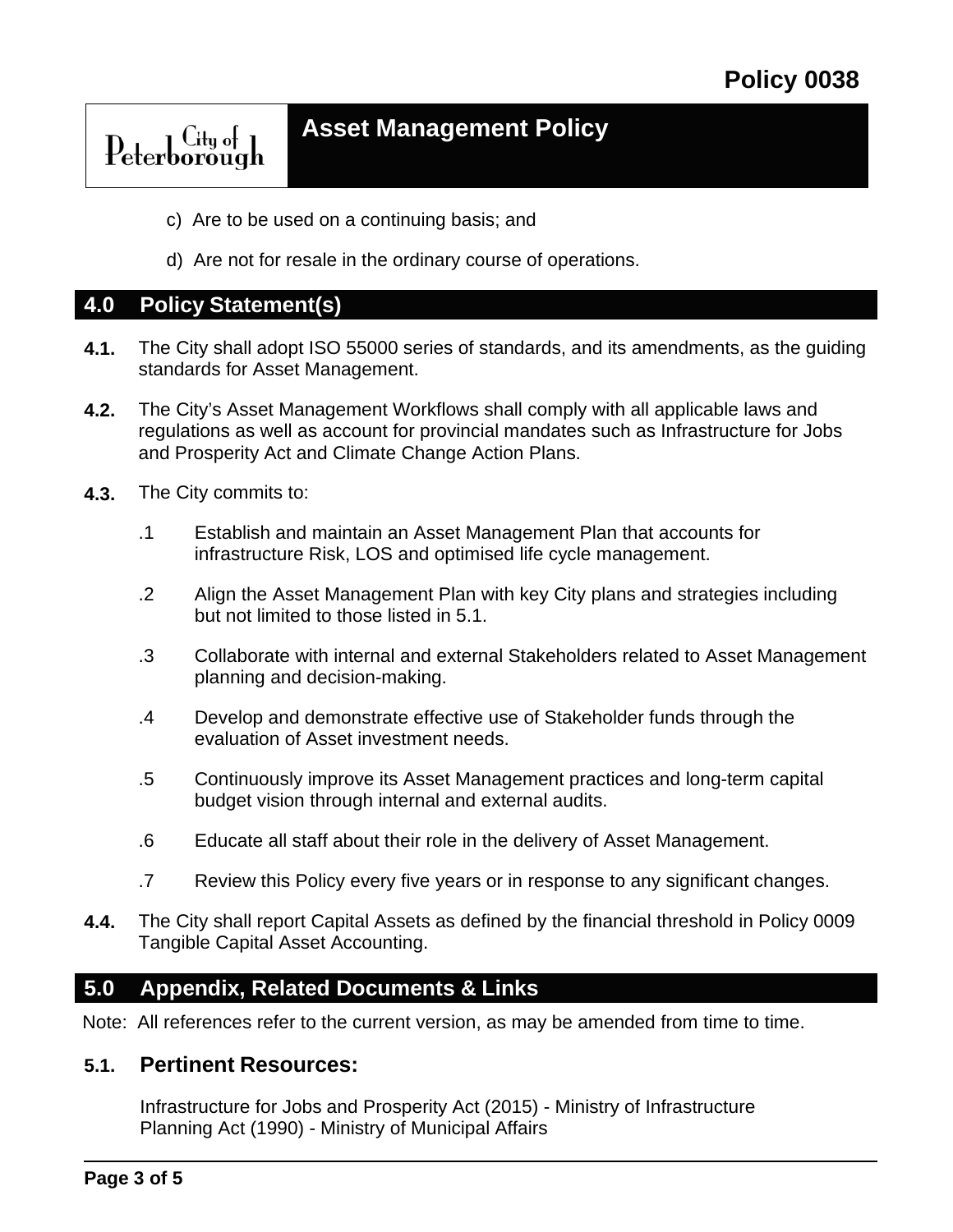c) Are to be used on a continuing basis; and

d) Are not for resale in the ordinary course of operations.

## 4.0 Policy Statement(s)

**4.1.** The City shall adopt ISO 55000 series of standards, and its amendments, as the guiding standards for Asset Management.

**4.2.** The City's Asset Management Workflows shall comply with all applicable laws and regulations as well as account for provincial mandates such as Infrastructure for Jobs and Prosperity Act and Climate Change Action Plans.

**4.3.** The City commits to:

.1 Establish and maintain an Asset Management Plan that accounts for infrastructure Risk, LOS and optimised life cycle management.

.2 Align the Asset Management Plan with key City plans and strategies including but not limited to those listed in 5.1.

.3 Collaborate with internal and external Stakeholders related to Asset Management planning and decision-making.

.4 Develop and demonstrate effective use of Stakeholder funds through the evaluation of Asset investment needs.

.5 Continuously improve its Asset Management practices and long-term capital budget vision through internal and external audits.

.6 Educate all staff about their role in the delivery of Asset Management.

.7 Review this Policy every five years or in response to any significant changes.

**4.4.** The City shall report Capital Assets as defined by the financial threshold in Policy 0009 Tangible Capital Asset Accounting.

## 5.0 Appendix, Related Documents & Links

Note: All references refer to the current version, as may be amended from time to time.

### 5.1. Pertinent Resources:

Infrastructure for Jobs and Prosperity Act (2015) - Ministry of Infrastructure
Planning Act (1990) - Ministry of Municipal Affairs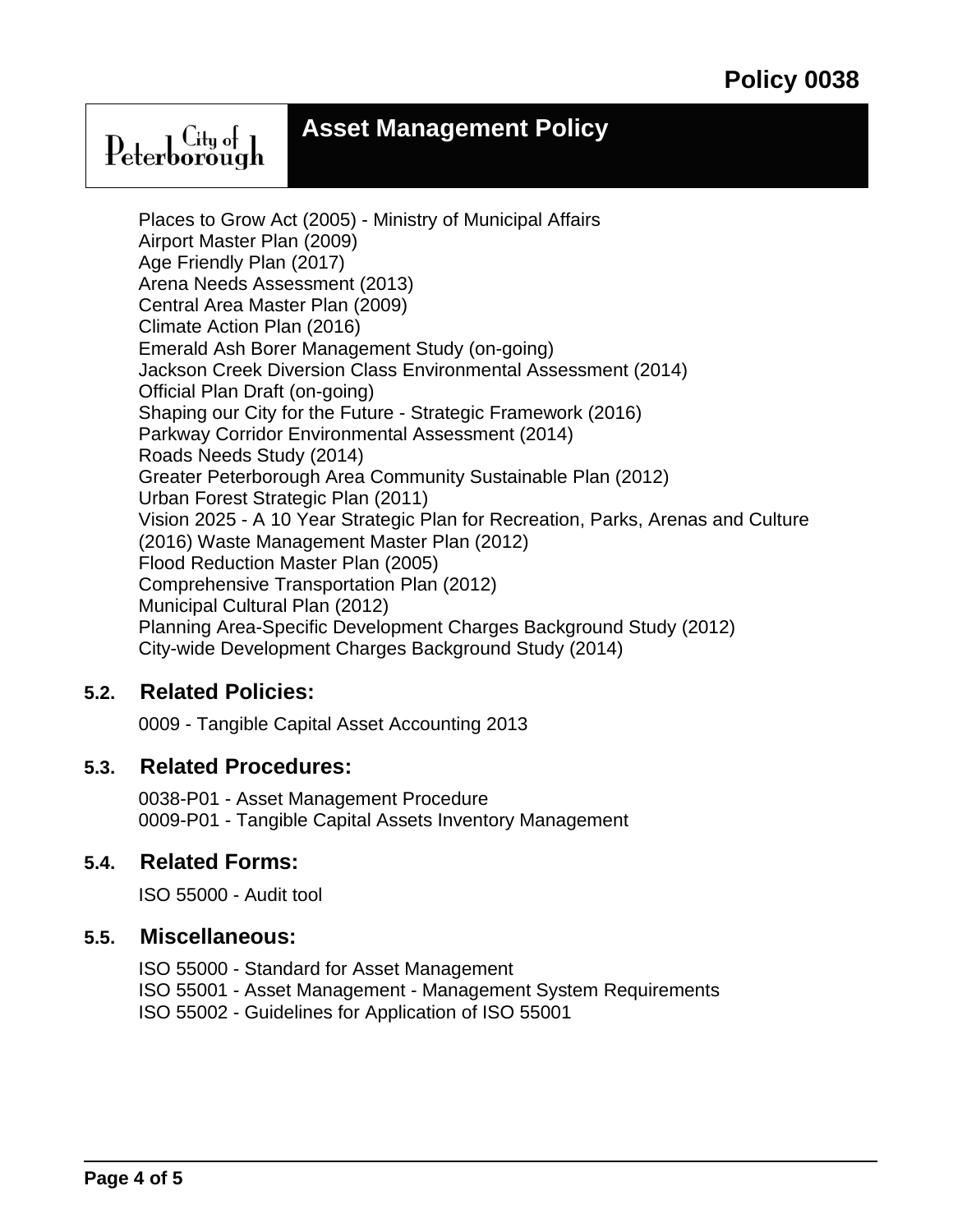Places to Grow Act (2005) - Ministry of Municipal Affairs
Airport Master Plan (2009)
Age Friendly Plan (2017)
Arena Needs Assessment (2013)
Central Area Master Plan (2009)
Climate Action Plan (2016)
Emerald Ash Borer Management Study (on-going)
Jackson Creek Diversion Class Environmental Assessment (2014)
Official Plan Draft (on-going)
Shaping our City for the Future - Strategic Framework (2016)
Parkway Corridor Environmental Assessment (2014)
Roads Needs Study (2014)
Greater Peterborough Area Community Sustainable Plan (2012)
Urban Forest Strategic Plan (2011)
Vision 2025 - A 10 Year Strategic Plan for Recreation, Parks, Arenas and Culture (2016) Waste Management Master Plan (2012)
Flood Reduction Master Plan (2005)
Comprehensive Transportation Plan (2012)
Municipal Cultural Plan (2012)
Planning Area-Specific Development Charges Background Study (2012)
City-wide Development Charges Background Study (2014)

## 5.2. Related Policies:

0009 - Tangible Capital Asset Accounting 2013

## 5.3. Related Procedures:

0038-P01 - Asset Management Procedure
0009-P01 - Tangible Capital Assets Inventory Management

## 5.4. Related Forms:

ISO 55000 - Audit tool

## 5.5. Miscellaneous:

ISO 55000 - Standard for Asset Management
ISO 55001 - Asset Management - Management System Requirements
ISO 55002 - Guidelines for Application of ISO 55001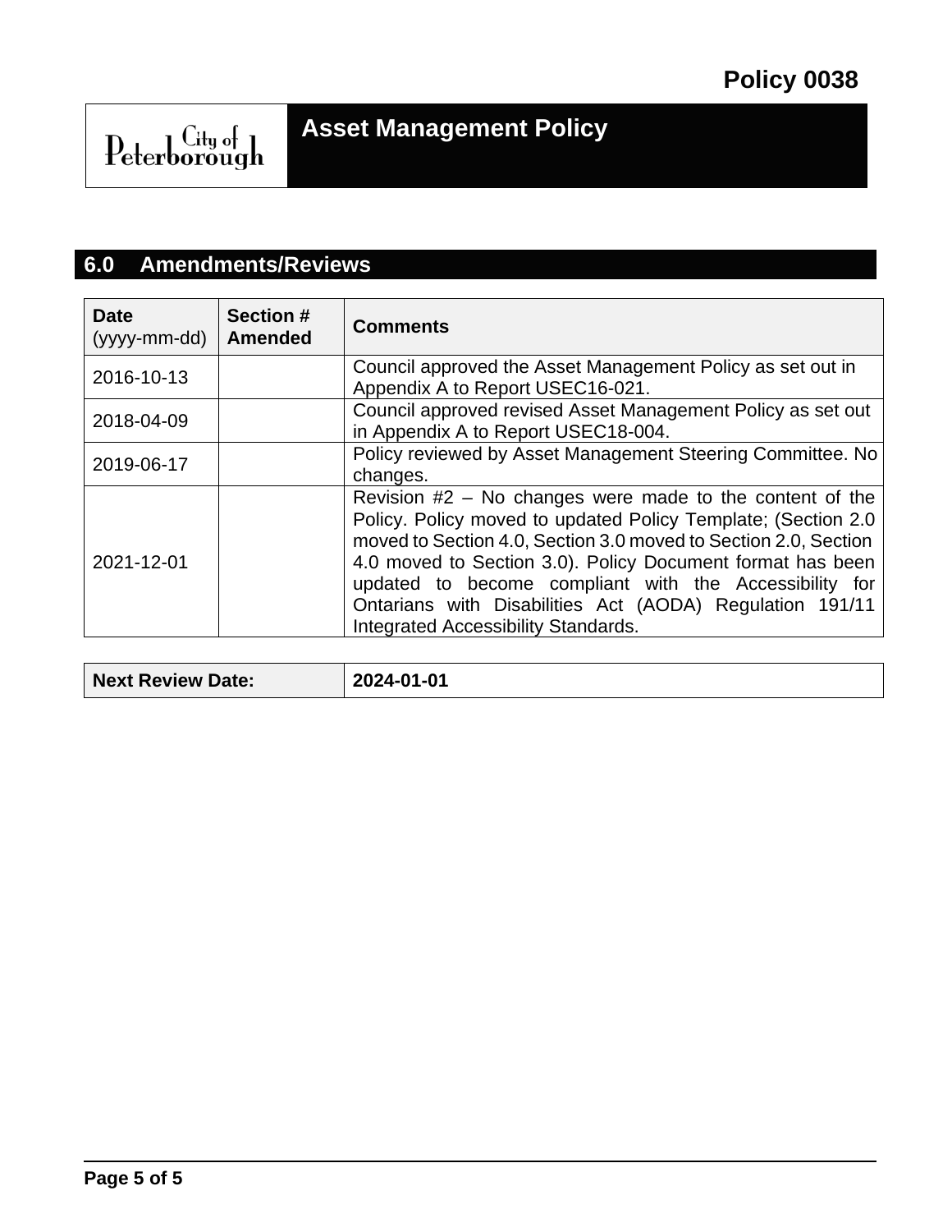# Policy 0038

# Asset Management Policy

## 6.0 Amendments/Reviews

| Date (yyyy-mm-dd) | Section # Amended | Comments |
|---|---|---|
| 2016-10-13 | | Council approved the Asset Management Policy as set out in Appendix A to Report USEC16-021. |
| 2018-04-09 | | Council approved revised Asset Management Policy as set out in Appendix A to Report USEC18-004. |
| 2019-06-17 | | Policy reviewed by Asset Management Steering Committee. No changes. |
| 2021-12-01 | | Revision #2 – No changes were made to the content of the Policy. Policy moved to updated Policy Template; (Section 2.0 moved to Section 4.0, Section 3.0 moved to Section 2.0, Section 4.0 moved to Section 3.0). Policy Document format has been updated to become compliant with the Accessibility for Ontarians with Disabilities Act (AODA) Regulation 191/11 Integrated Accessibility Standards. |

| Next Review Date: | 2024-01-01 |
|---|---|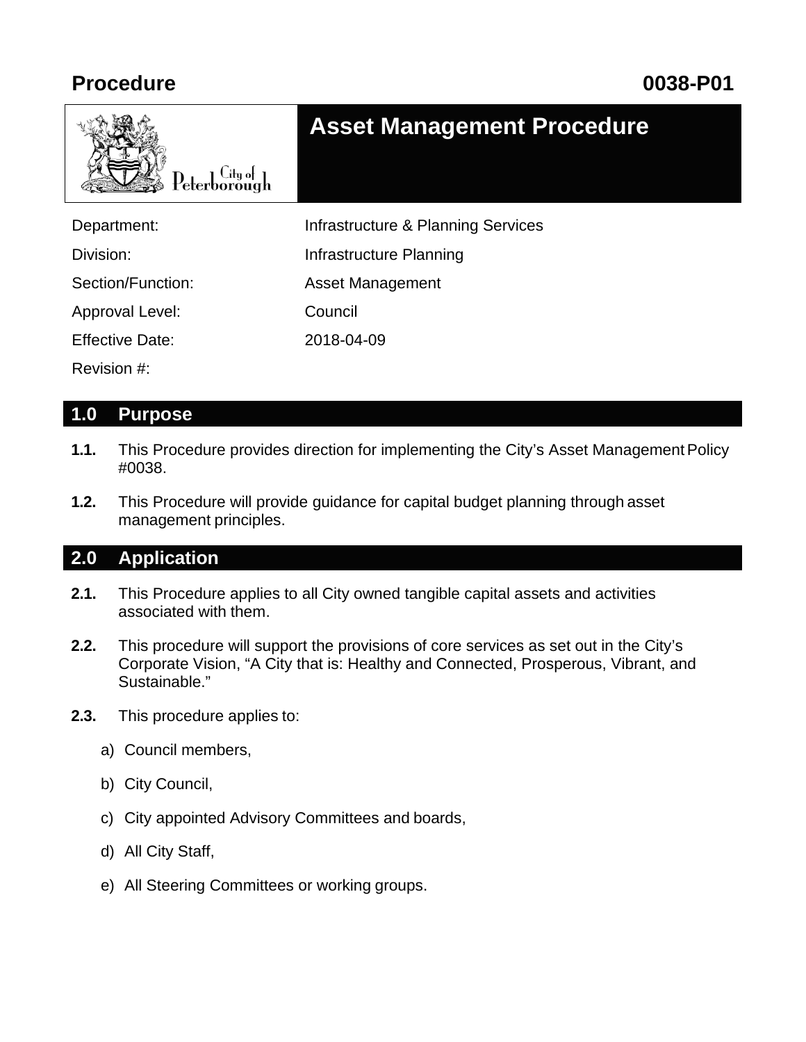**Procedure** **0038-P01**

# Asset Management Procedure

City of Peterborough

| | |
|---|---|
| Department: | Infrastructure & Planning Services |
| Division: | Infrastructure Planning |
| Section/Function: | Asset Management |
| Approval Level: | Council |
| Effective Date: | 2018-04-09 |
| Revision #: | |

## 1.0 Purpose

**1.1.** This Procedure provides direction for implementing the City's Asset Management Policy #0038.

**1.2.** This Procedure will provide guidance for capital budget planning through asset management principles.

## 2.0 Application

**2.1.** This Procedure applies to all City owned tangible capital assets and activities associated with them.

**2.2.** This procedure will support the provisions of core services as set out in the City's Corporate Vision, "A City that is: Healthy and Connected, Prosperous, Vibrant, and Sustainable."

**2.3.** This procedure applies to:

a) Council members,

b) City Council,

c) City appointed Advisory Committees and boards,

d) All City Staff,

e) All Steering Committees or working groups.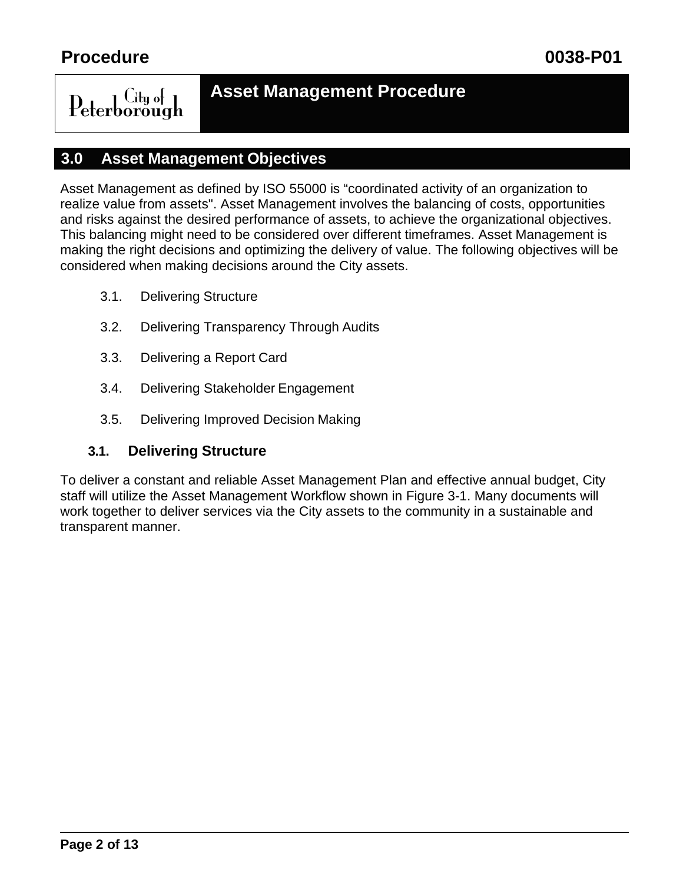## 3.0 Asset Management Objectives

Asset Management as defined by ISO 55000 is “coordinated activity of an organization to realize value from assets". Asset Management involves the balancing of costs, opportunities and risks against the desired performance of assets, to achieve the organizational objectives. This balancing might need to be considered over different timeframes. Asset Management is making the right decisions and optimizing the delivery of value. The following objectives will be considered when making decisions around the City assets.

3.1. Delivering Structure

3.2. Delivering Transparency Through Audits

3.3. Delivering a Report Card

3.4. Delivering Stakeholder Engagement

3.5. Delivering Improved Decision Making

### 3.1. Delivering Structure

To deliver a constant and reliable Asset Management Plan and effective annual budget, City staff will utilize the Asset Management Workflow shown in Figure 3-1. Many documents will work together to deliver services via the City assets to the community in a sustainable and transparent manner.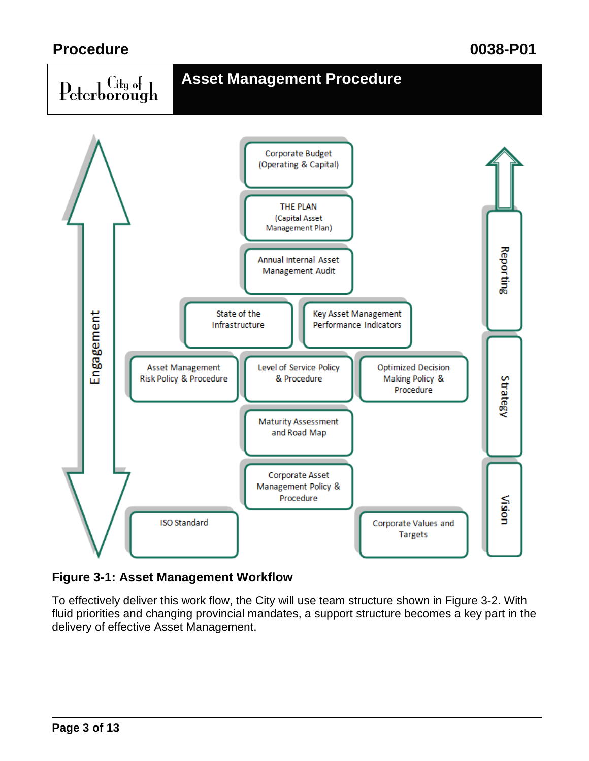Engagement

Corporate Budget (Operating & Capital)

THE PLAN (Capital Asset Management Plan)

Annual internal Asset Management Audit

State of the Infrastructure

Key Asset Management Performance Indicators

Asset Management Risk Policy & Procedure

Level of Service Policy & Procedure

Optimized Decision Making Policy & Procedure

Maturity Assessment and Road Map

Corporate Asset Management Policy & Procedure

ISO Standard

Corporate Values and Targets

Reporting

Strategy

Vision

**Figure 3-1: Asset Management Workflow**

To effectively deliver this work flow, the City will use team structure shown in Figure 3-2. With fluid priorities and changing provincial mandates, a support structure becomes a key part in the delivery of effective Asset Management.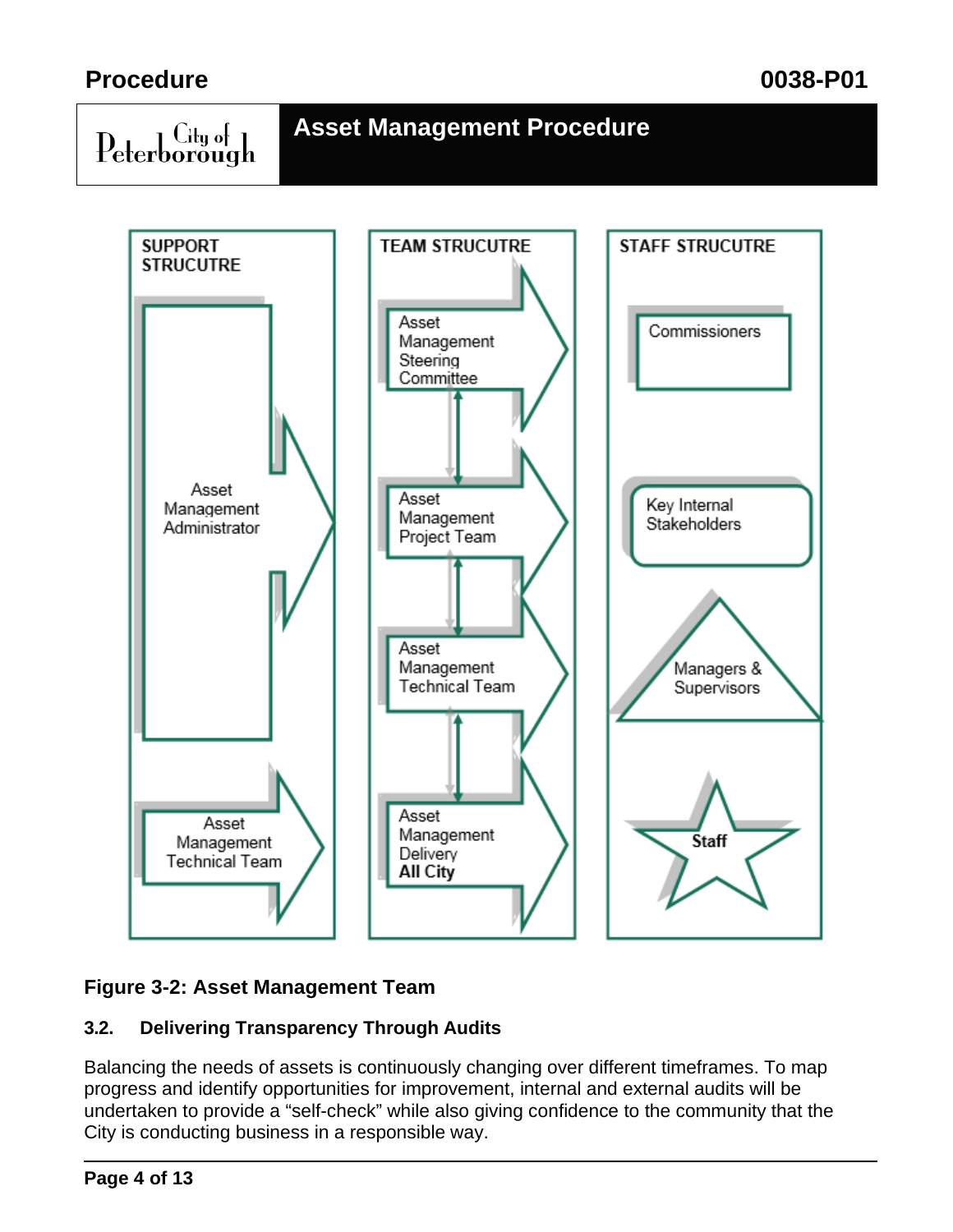**SUPPORT STRUCUTRE**

- Asset Management Administrator
- Asset Management Technical Team

**TEAM STRUCUTRE**

- Asset Management Steering Committee
- Asset Management Project Team
- Asset Management Technical Team
- Asset Management Delivery **All City**

**STAFF STRUCUTRE**

- Commissioners
- Key Internal Stakeholders
- Managers & Supervisors
- **Staff**

**Figure 3-2: Asset Management Team**

### 3.2. Delivering Transparency Through Audits

Balancing the needs of assets is continuously changing over different timeframes. To map progress and identify opportunities for improvement, internal and external audits will be undertaken to provide a "self-check" while also giving confidence to the community that the City is conducting business in a responsible way.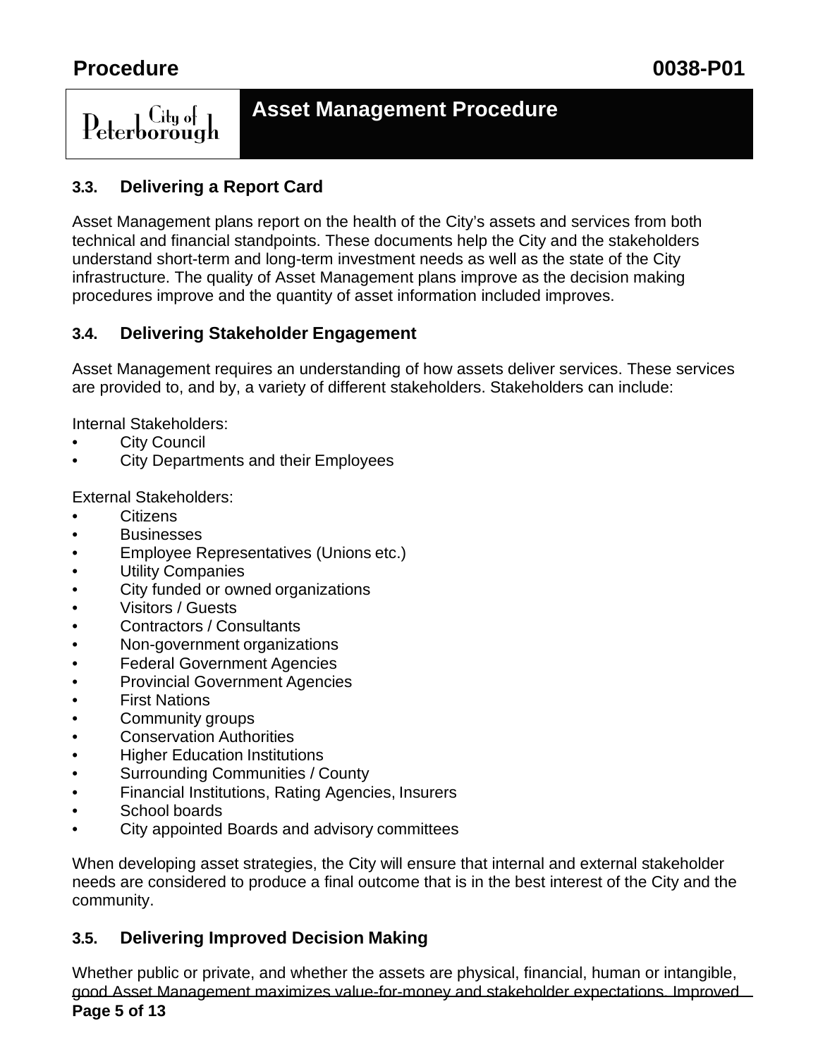### 3.3. Delivering a Report Card

Asset Management plans report on the health of the City's assets and services from both technical and financial standpoints. These documents help the City and the stakeholders understand short-term and long-term investment needs as well as the state of the City infrastructure. The quality of Asset Management plans improve as the decision making procedures improve and the quantity of asset information included improves.

### 3.4. Delivering Stakeholder Engagement

Asset Management requires an understanding of how assets deliver services. These services are provided to, and by, a variety of different stakeholders. Stakeholders can include:

Internal Stakeholders:

- City Council
- City Departments and their Employees

External Stakeholders:

- Citizens
- Businesses
- Employee Representatives (Unions etc.)
- Utility Companies
- City funded or owned organizations
- Visitors / Guests
- Contractors / Consultants
- Non-government organizations
- Federal Government Agencies
- Provincial Government Agencies
- First Nations
- Community groups
- Conservation Authorities
- Higher Education Institutions
- Surrounding Communities / County
- Financial Institutions, Rating Agencies, Insurers
- School boards
- City appointed Boards and advisory committees

When developing asset strategies, the City will ensure that internal and external stakeholder needs are considered to produce a final outcome that is in the best interest of the City and the community.

### 3.5. Delivering Improved Decision Making

Whether public or private, and whether the assets are physical, financial, human or intangible, good Asset Management maximizes value-for-money and stakeholder expectations. Improved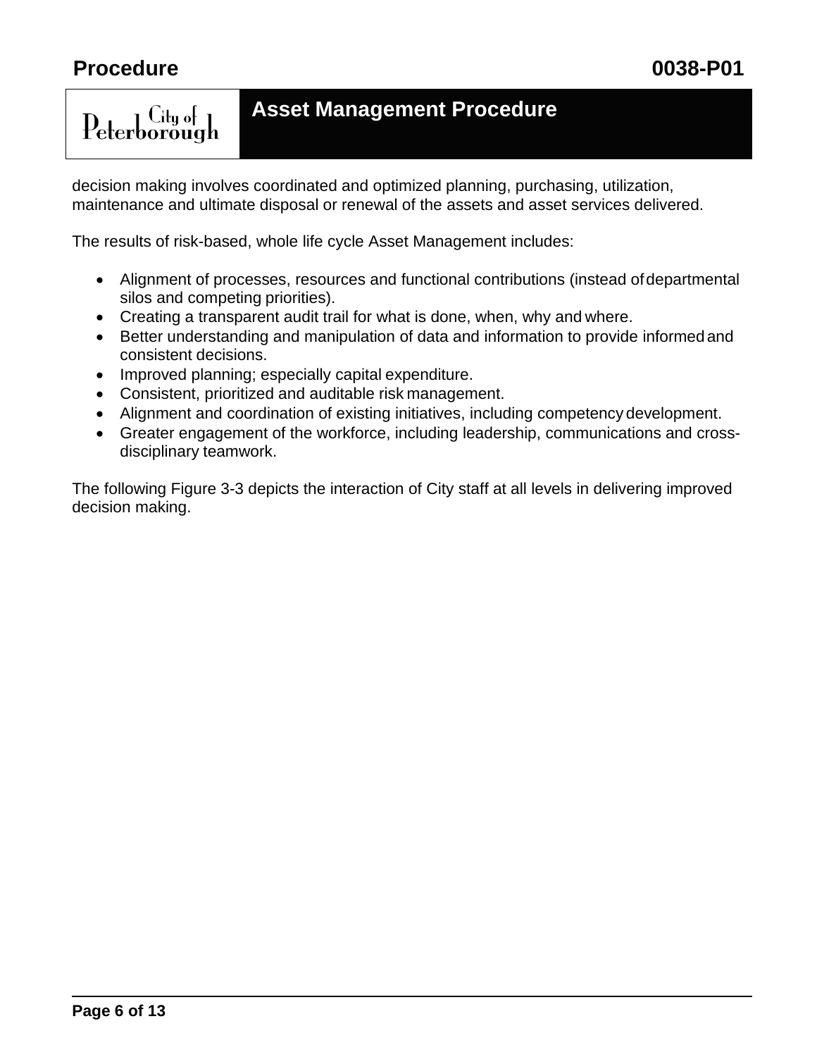decision making involves coordinated and optimized planning, purchasing, utilization, maintenance and ultimate disposal or renewal of the assets and asset services delivered.

The results of risk-based, whole life cycle Asset Management includes:

- Alignment of processes, resources and functional contributions (instead of departmental silos and competing priorities).
- Creating a transparent audit trail for what is done, when, why and where.
- Better understanding and manipulation of data and information to provide informed and consistent decisions.
- Improved planning; especially capital expenditure.
- Consistent, prioritized and auditable risk management.
- Alignment and coordination of existing initiatives, including competency development.
- Greater engagement of the workforce, including leadership, communications and cross-disciplinary teamwork.

The following Figure 3-3 depicts the interaction of City staff at all levels in delivering improved decision making.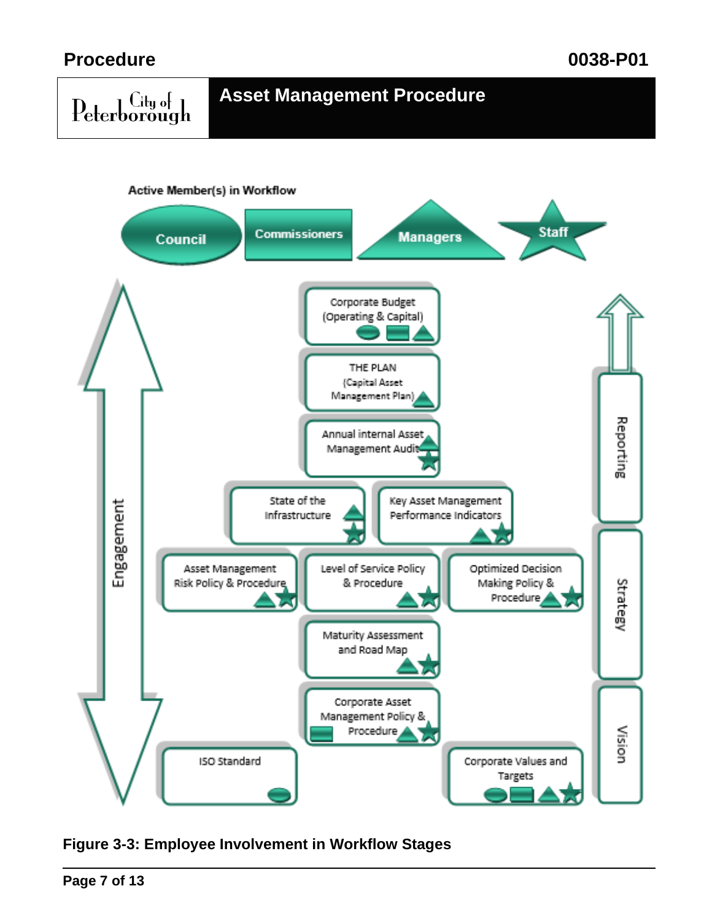Active Member(s) in Workflow

- Council
- Commissioners
- Managers
- Staff

Engagement

Reporting

- Corporate Budget (Operating & Capital)
- THE PLAN (Capital Asset Management Plan)
- Annual internal Asset Management Audit
- State of the Infrastructure
- Key Asset Management Performance Indicators

Strategy

- Asset Management Risk Policy & Procedure
- Level of Service Policy & Procedure
- Optimized Decision Making Policy & Procedure
- Maturity Assessment and Road Map

Vision

- Corporate Asset Management Policy & Procedure
- ISO Standard
- Corporate Values and Targets

**Figure 3-3: Employee Involvement in Workflow Stages**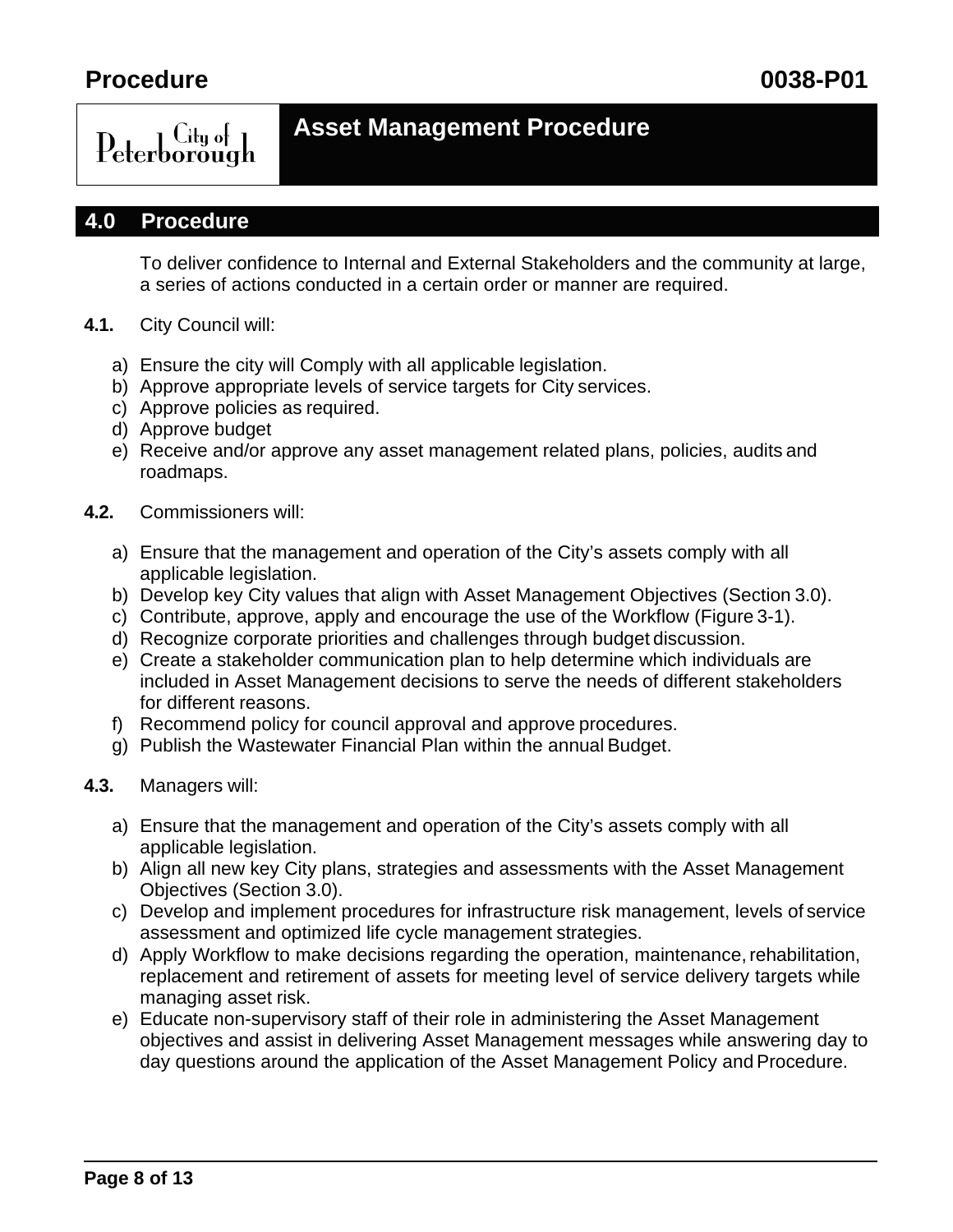## 4.0 Procedure

To deliver confidence to Internal and External Stakeholders and the community at large, a series of actions conducted in a certain order or manner are required.

**4.1.** City Council will:

a) Ensure the city will Comply with all applicable legislation.
b) Approve appropriate levels of service targets for City services.
c) Approve policies as required.
d) Approve budget
e) Receive and/or approve any asset management related plans, policies, audits and roadmaps.

**4.2.** Commissioners will:

a) Ensure that the management and operation of the City's assets comply with all applicable legislation.
b) Develop key City values that align with Asset Management Objectives (Section 3.0).
c) Contribute, approve, apply and encourage the use of the Workflow (Figure 3-1).
d) Recognize corporate priorities and challenges through budget discussion.
e) Create a stakeholder communication plan to help determine which individuals are included in Asset Management decisions to serve the needs of different stakeholders for different reasons.
f) Recommend policy for council approval and approve procedures.
g) Publish the Wastewater Financial Plan within the annual Budget.

**4.3.** Managers will:

a) Ensure that the management and operation of the City's assets comply with all applicable legislation.
b) Align all new key City plans, strategies and assessments with the Asset Management Objectives (Section 3.0).
c) Develop and implement procedures for infrastructure risk management, levels of service assessment and optimized life cycle management strategies.
d) Apply Workflow to make decisions regarding the operation, maintenance, rehabilitation, replacement and retirement of assets for meeting level of service delivery targets while managing asset risk.
e) Educate non-supervisory staff of their role in administering the Asset Management objectives and assist in delivering Asset Management messages while answering day to day questions around the application of the Asset Management Policy and Procedure.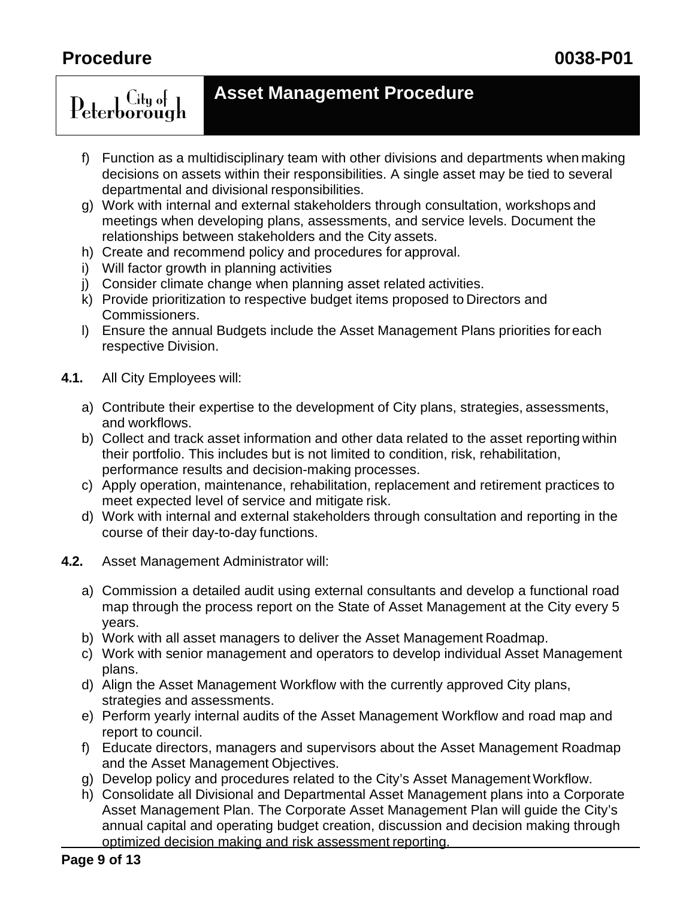f) Function as a multidisciplinary team with other divisions and departments when making decisions on assets within their responsibilities. A single asset may be tied to several departmental and divisional responsibilities.
g) Work with internal and external stakeholders through consultation, workshops and meetings when developing plans, assessments, and service levels. Document the relationships between stakeholders and the City assets.
h) Create and recommend policy and procedures for approval.
i) Will factor growth in planning activities
j) Consider climate change when planning asset related activities.
k) Provide prioritization to respective budget items proposed to Directors and Commissioners.
l) Ensure the annual Budgets include the Asset Management Plans priorities for each respective Division.

**4.1.** All City Employees will:

a) Contribute their expertise to the development of City plans, strategies, assessments, and workflows.
b) Collect and track asset information and other data related to the asset reporting within their portfolio. This includes but is not limited to condition, risk, rehabilitation, performance results and decision-making processes.
c) Apply operation, maintenance, rehabilitation, replacement and retirement practices to meet expected level of service and mitigate risk.
d) Work with internal and external stakeholders through consultation and reporting in the course of their day-to-day functions.

**4.2.** Asset Management Administrator will:

a) Commission a detailed audit using external consultants and develop a functional road map through the process report on the State of Asset Management at the City every 5 years.
b) Work with all asset managers to deliver the Asset Management Roadmap.
c) Work with senior management and operators to develop individual Asset Management plans.
d) Align the Asset Management Workflow with the currently approved City plans, strategies and assessments.
e) Perform yearly internal audits of the Asset Management Workflow and road map and report to council.
f) Educate directors, managers and supervisors about the Asset Management Roadmap and the Asset Management Objectives.
g) Develop policy and procedures related to the City's Asset Management Workflow.
h) Consolidate all Divisional and Departmental Asset Management plans into a Corporate Asset Management Plan. The Corporate Asset Management Plan will guide the City's annual capital and operating budget creation, discussion and decision making through optimized decision making and risk assessment reporting.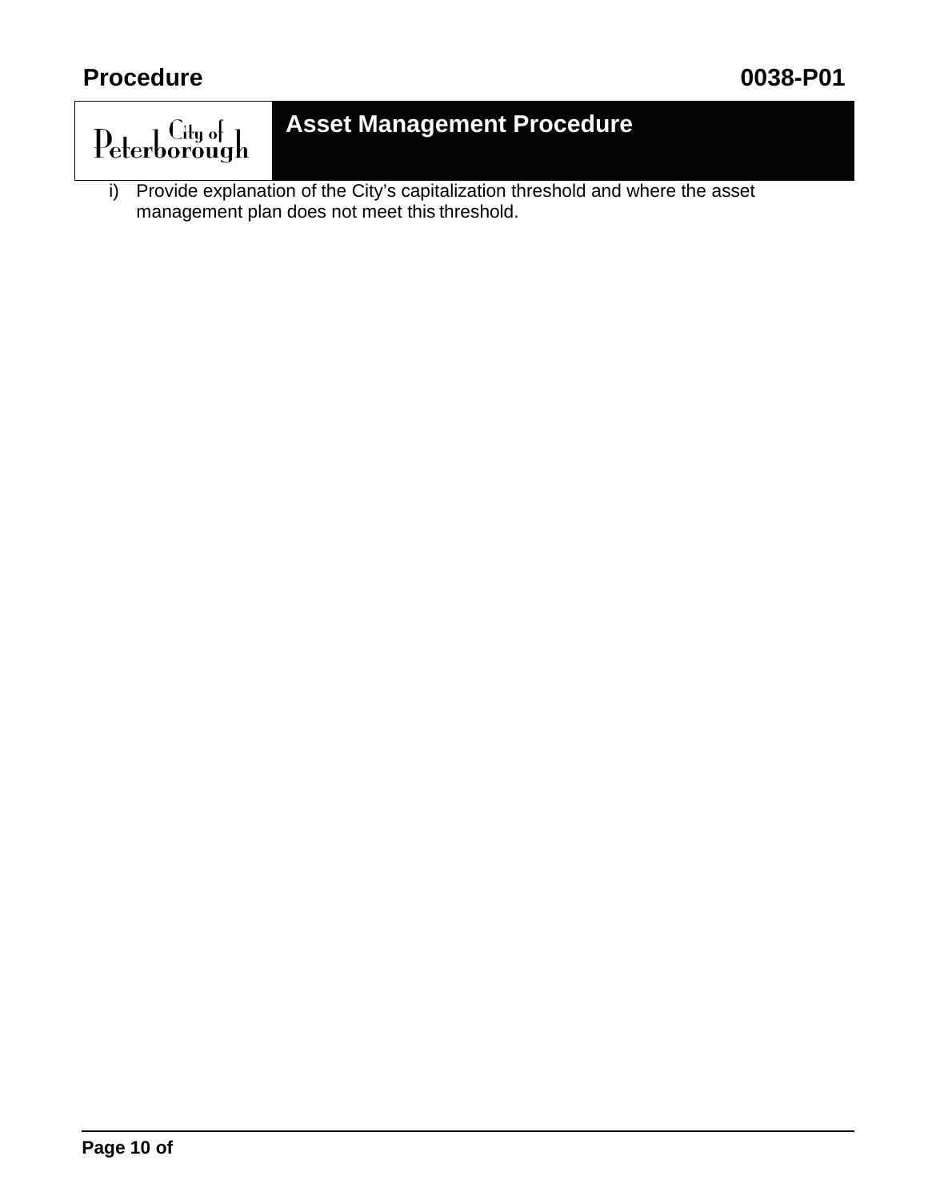i) Provide explanation of the City's capitalization threshold and where the asset management plan does not meet this threshold.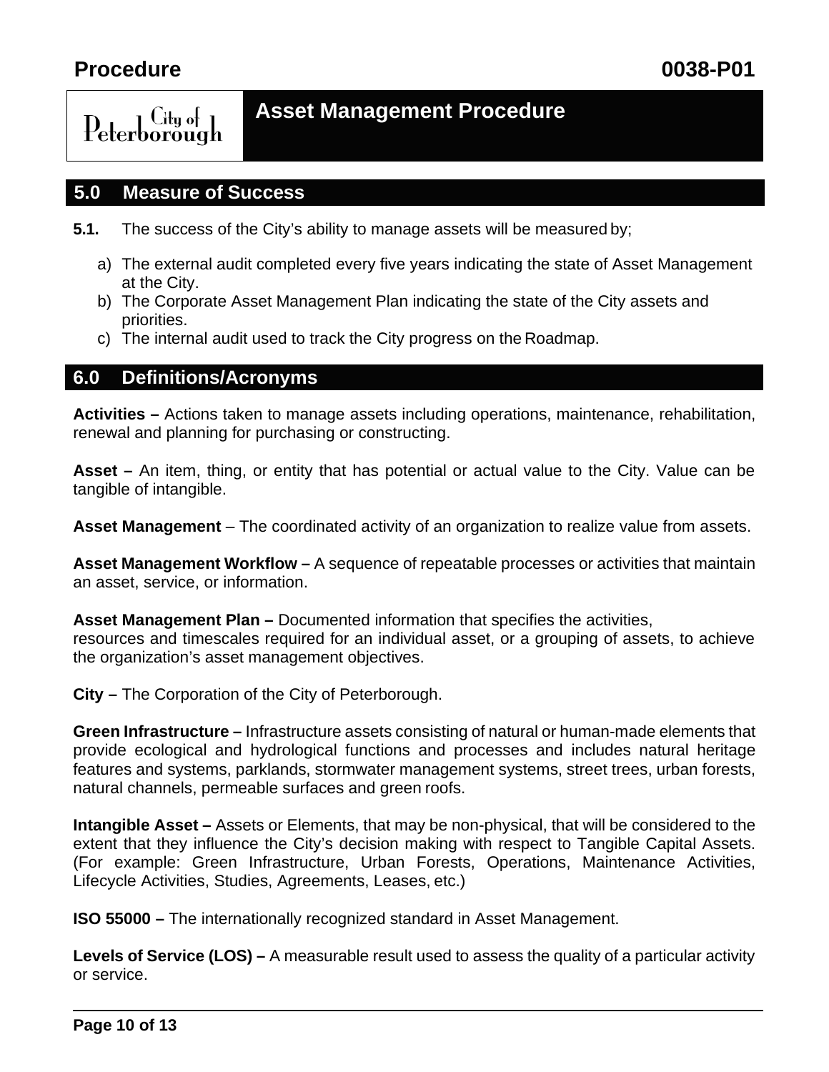## 5.0 Measure of Success

**5.1.** The success of the City's ability to manage assets will be measured by;

a) The external audit completed every five years indicating the state of Asset Management at the City.
b) The Corporate Asset Management Plan indicating the state of the City assets and priorities.
c) The internal audit used to track the City progress on the Roadmap.

## 6.0 Definitions/Acronyms

**Activities –** Actions taken to manage assets including operations, maintenance, rehabilitation, renewal and planning for purchasing or constructing.

**Asset –** An item, thing, or entity that has potential or actual value to the City. Value can be tangible of intangible.

**Asset Management** – The coordinated activity of an organization to realize value from assets.

**Asset Management Workflow –** A sequence of repeatable processes or activities that maintain an asset, service, or information.

**Asset Management Plan –** Documented information that specifies the activities, resources and timescales required for an individual asset, or a grouping of assets, to achieve the organization's asset management objectives.

**City –** The Corporation of the City of Peterborough.

**Green Infrastructure –** Infrastructure assets consisting of natural or human-made elements that provide ecological and hydrological functions and processes and includes natural heritage features and systems, parklands, stormwater management systems, street trees, urban forests, natural channels, permeable surfaces and green roofs.

**Intangible Asset –** Assets or Elements, that may be non-physical, that will be considered to the extent that they influence the City's decision making with respect to Tangible Capital Assets. (For example: Green Infrastructure, Urban Forests, Operations, Maintenance Activities, Lifecycle Activities, Studies, Agreements, Leases, etc.)

**ISO 55000 –** The internationally recognized standard in Asset Management.

**Levels of Service (LOS) –** A measurable result used to assess the quality of a particular activity or service.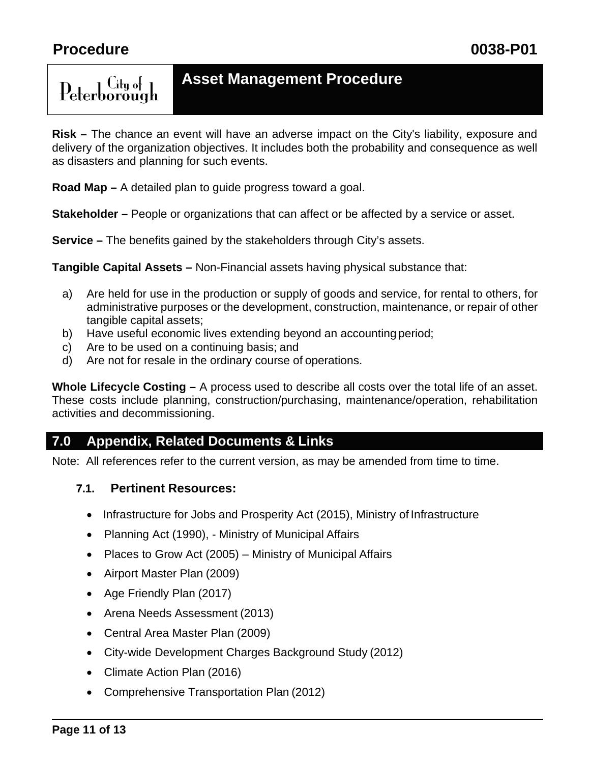**Risk –** The chance an event will have an adverse impact on the City's liability, exposure and delivery of the organization objectives. It includes both the probability and consequence as well as disasters and planning for such events.

**Road Map –** A detailed plan to guide progress toward a goal.

**Stakeholder –** People or organizations that can affect or be affected by a service or asset.

**Service –** The benefits gained by the stakeholders through City's assets.

**Tangible Capital Assets –** Non-Financial assets having physical substance that:

a) Are held for use in the production or supply of goods and service, for rental to others, for administrative purposes or the development, construction, maintenance, or repair of other tangible capital assets;
b) Have useful economic lives extending beyond an accounting period;
c) Are to be used on a continuing basis; and
d) Are not for resale in the ordinary course of operations.

**Whole Lifecycle Costing –** A process used to describe all costs over the total life of an asset. These costs include planning, construction/purchasing, maintenance/operation, rehabilitation activities and decommissioning.

## 7.0 Appendix, Related Documents & Links

Note: All references refer to the current version, as may be amended from time to time.

### 7.1. Pertinent Resources:

- Infrastructure for Jobs and Prosperity Act (2015), Ministry of Infrastructure
- Planning Act (1990), - Ministry of Municipal Affairs
- Places to Grow Act (2005) – Ministry of Municipal Affairs
- Airport Master Plan (2009)
- Age Friendly Plan (2017)
- Arena Needs Assessment (2013)
- Central Area Master Plan (2009)
- City-wide Development Charges Background Study (2012)
- Climate Action Plan (2016)
- Comprehensive Transportation Plan (2012)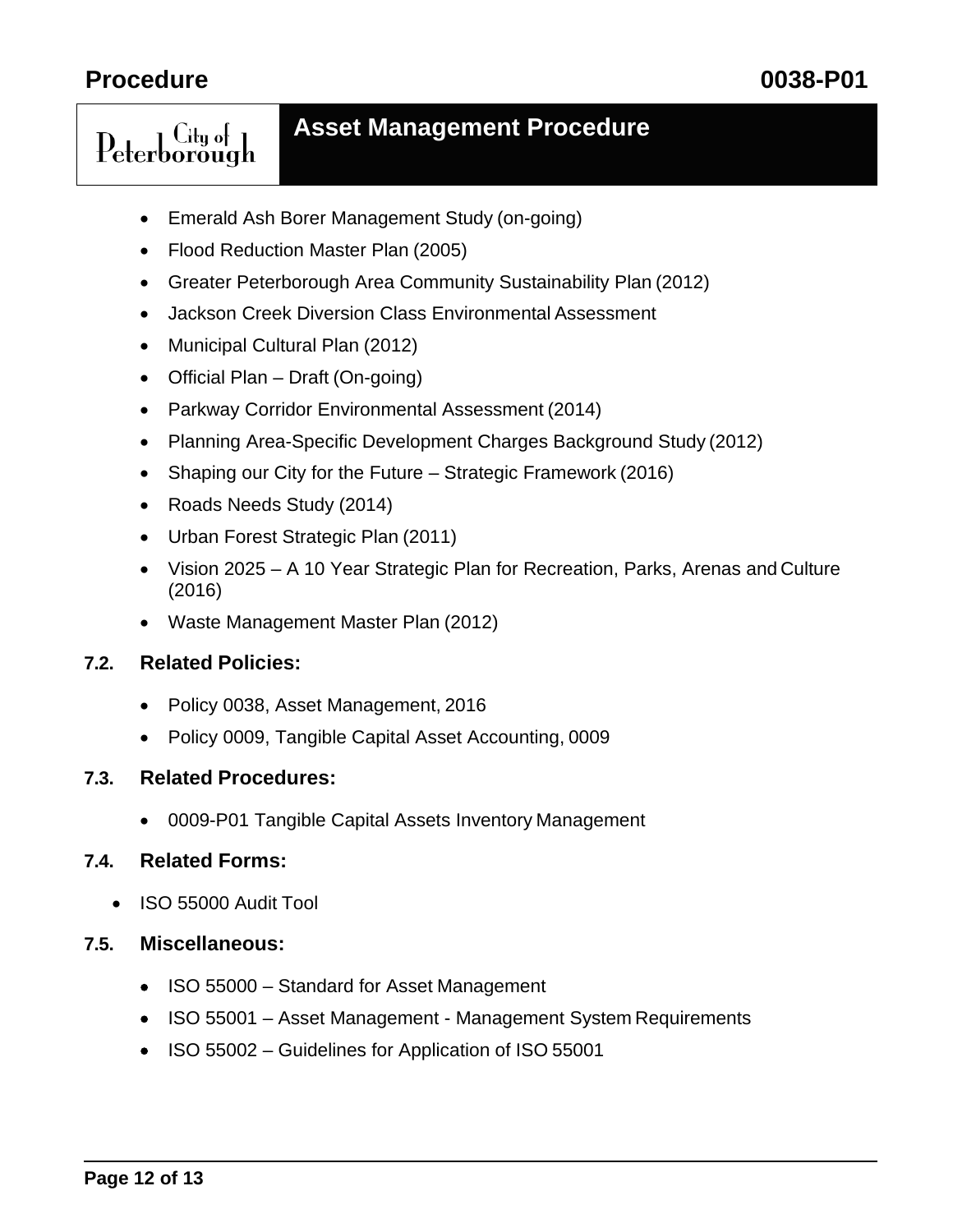- Emerald Ash Borer Management Study (on-going)
- Flood Reduction Master Plan (2005)
- Greater Peterborough Area Community Sustainability Plan (2012)
- Jackson Creek Diversion Class Environmental Assessment
- Municipal Cultural Plan (2012)
- Official Plan – Draft (On-going)
- Parkway Corridor Environmental Assessment (2014)
- Planning Area-Specific Development Charges Background Study (2012)
- Shaping our City for the Future – Strategic Framework (2016)
- Roads Needs Study (2014)
- Urban Forest Strategic Plan (2011)
- Vision 2025 – A 10 Year Strategic Plan for Recreation, Parks, Arenas and Culture (2016)
- Waste Management Master Plan (2012)

### 7.2. Related Policies:

- Policy 0038, Asset Management, 2016
- Policy 0009, Tangible Capital Asset Accounting, 0009

### 7.3. Related Procedures:

- 0009-P01 Tangible Capital Assets Inventory Management

### 7.4. Related Forms:

- ISO 55000 Audit Tool

### 7.5. Miscellaneous:

- ISO 55000 – Standard for Asset Management
- ISO 55001 – Asset Management - Management System Requirements
- ISO 55002 – Guidelines for Application of ISO 55001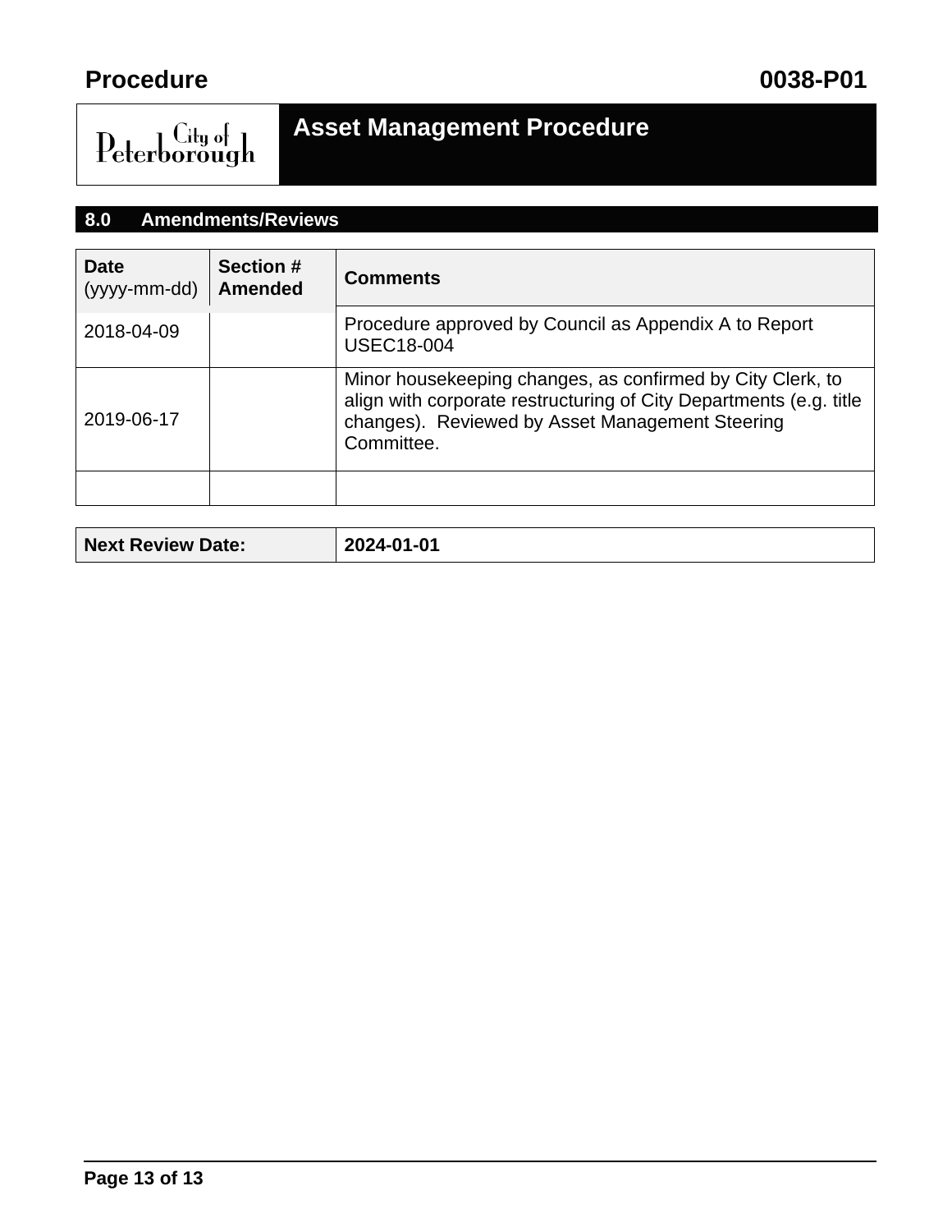## 8.0 Amendments/Reviews

| Date (yyyy-mm-dd) | Section # Amended | Comments |
|---|---|---|
| 2018-04-09 | | Procedure approved by Council as Appendix A to Report USEC18-004 |
| 2019-06-17 | | Minor housekeeping changes, as confirmed by City Clerk, to align with corporate restructuring of City Departments (e.g. title changes). Reviewed by Asset Management Steering Committee. |
| | | |

| Next Review Date: | 2024-01-01 |
|---|---|